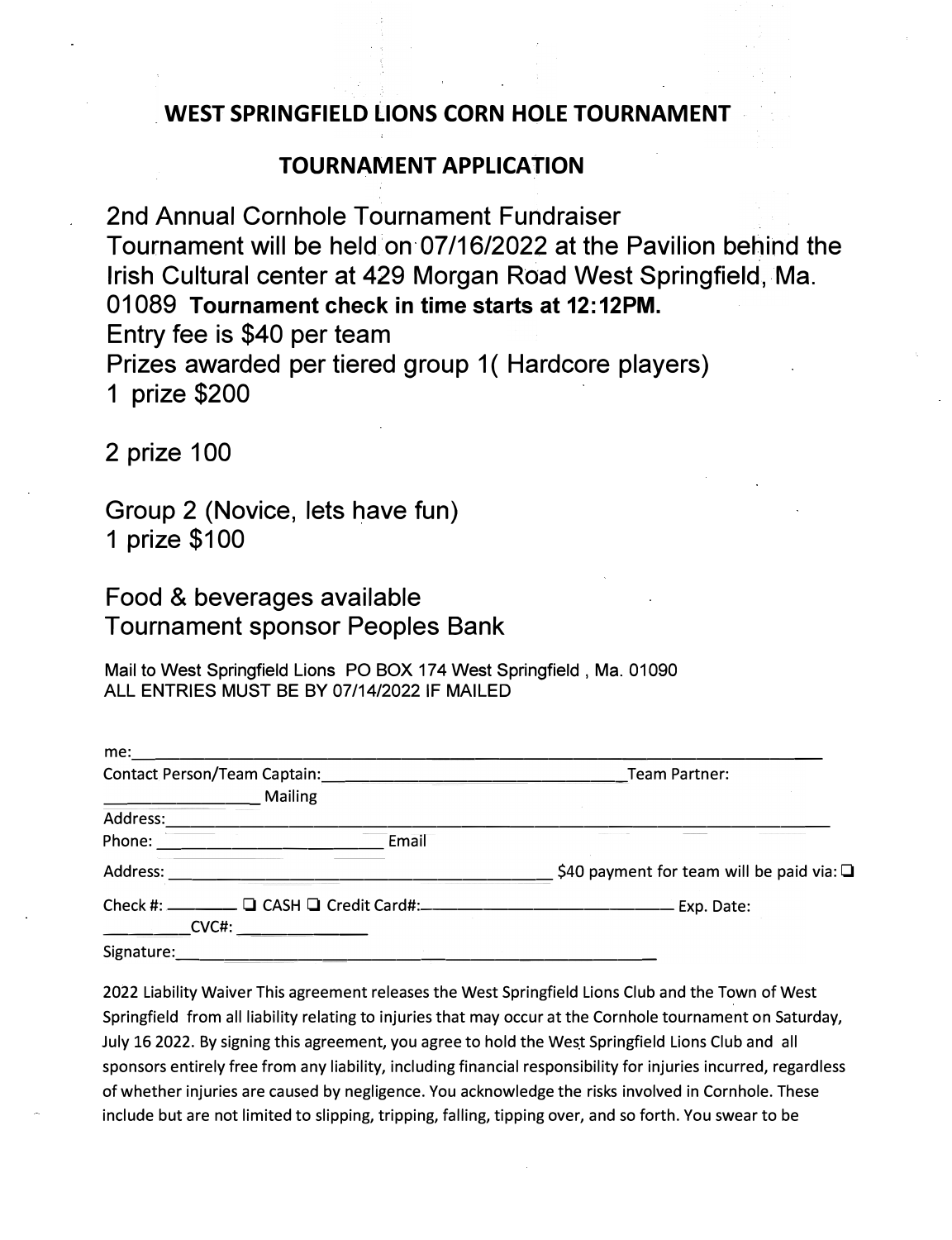## WEST SPRINGFIELD LIONS CORN HOLE TOURNAMENT

## TOURNAMENT APPLICATION

2nd Annual Cornhole Tournament Fundraiser
Tournament will be held on 07/16/2022 at the Pavilion behind the Irish Cultural center at 429 Morgan Road West Springfield, Ma. 01089 **Tournament check in time starts at 12:12PM.**
Entry fee is $40 per team
Prizes awarded per tiered group 1( Hardcore players)
1 prize $200

2 prize 100

Group 2 (Novice, lets have fun)
1 prize $100

Food & beverages available
Tournament sponsor Peoples Bank

Mail to West Springfield Lions PO BOX 174 West Springfield , Ma. 01090
ALL ENTRIES MUST BE BY 07/14/2022 IF MAILED

me:______________________________________________________________

Contact Person/Team Captain:______________________________Team Partner: ________________ Mailing

Address:______________________________________________________________

Phone: ________________________ Email

Address: ____________________________________________ $40 payment for team will be paid via: ☐

Check #: ________ ☐ CASH ☐ Credit Card#:_________________________ Exp. Date: __________CVC#: ______________

Signature:____________________________________________________

2022 Liability Waiver This agreement releases the West Springfield Lions Club and the Town of West Springfield from all liability relating to injuries that may occur at the Cornhole tournament on Saturday, July 16 2022. By signing this agreement, you agree to hold the West Springfield Lions Club and all sponsors entirely free from any liability, including financial responsibility for injuries incurred, regardless of whether injuries are caused by negligence. You acknowledge the risks involved in Cornhole. These include but are not limited to slipping, tripping, falling, tipping over, and so forth. You swear to be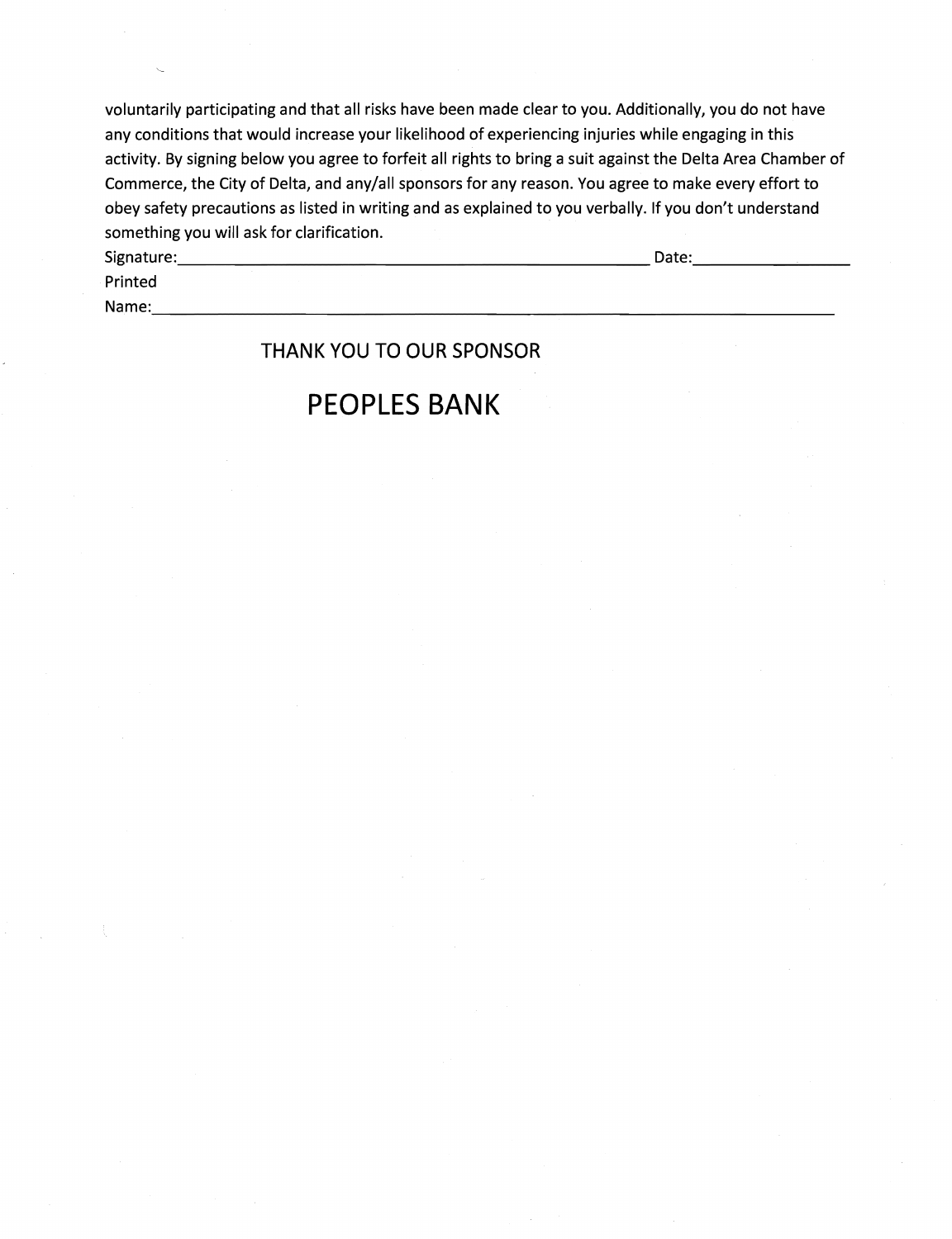voluntarily participating and that all risks have been made clear to you. Additionally, you do not have any conditions that would increase your likelihood of experiencing injuries while engaging in this activity. By signing below you agree to forfeit all rights to bring a suit against the Delta Area Chamber of Commerce, the City of Delta, and any/all sponsors for any reason. You agree to make every effort to obey safety precautions as listed in writing and as explained to you verbally. If you don't understand something you will ask for clarification.

Signature:\_\_\_\_\_\_\_\_\_\_\_\_\_\_\_\_\_\_\_\_\_\_\_\_\_\_\_\_\_\_\_\_\_\_\_\_\_\_\_\_\_\_\_\_\_\_\_\_ Date:\_\_\_\_\_\_\_\_\_\_\_\_\_\_\_\_

Printed Name:\_\_\_\_\_\_\_\_\_\_\_\_\_\_\_\_\_\_\_\_\_\_\_\_\_\_\_\_\_\_\_\_\_\_\_\_\_\_\_\_\_\_\_\_\_\_\_\_\_\_\_\_\_\_\_\_\_\_\_\_\_\_\_\_

THANK YOU TO OUR SPONSOR

## PEOPLES BANK